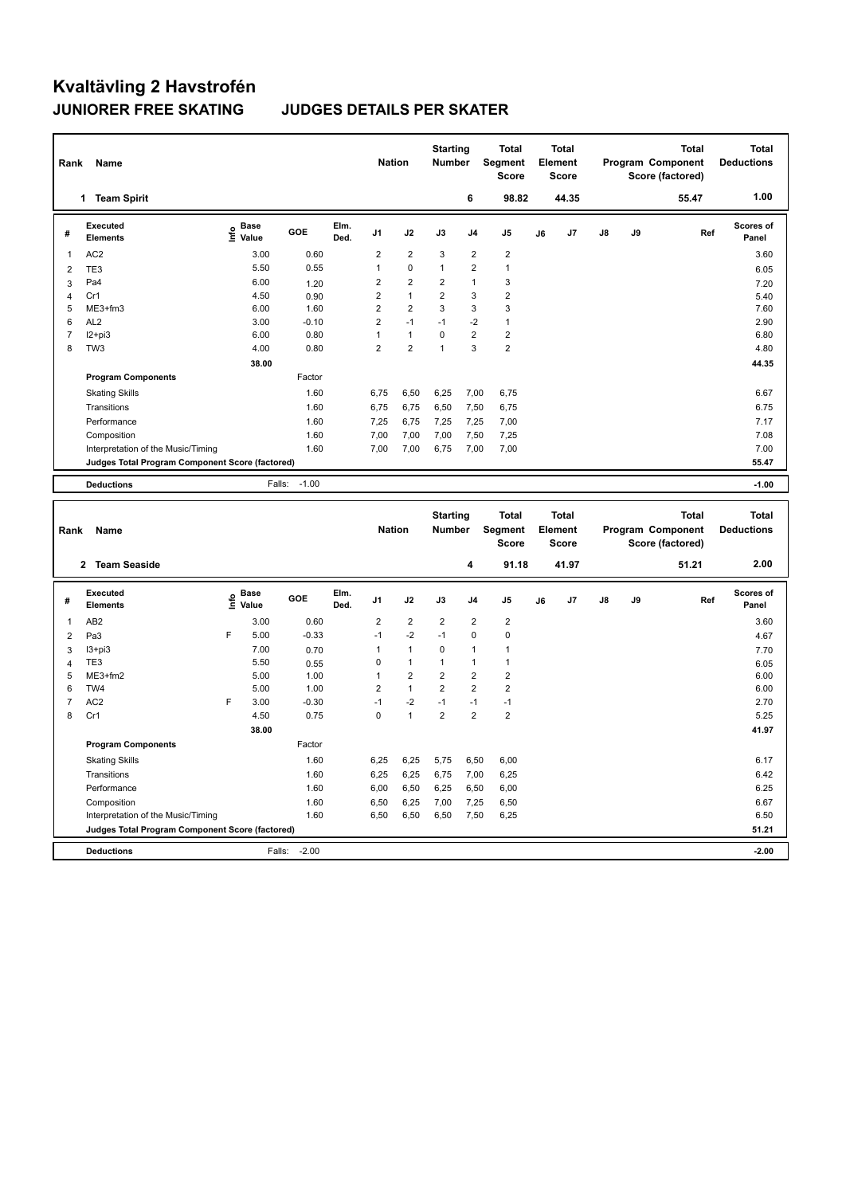# Kvaltävling 2 Havstrofén

## JUNIORER FREE SKATING JUDGES DETAILS PER SKATER

| Rank | Name | Nation | Starting Number | Total Segment Score | Total Element Score | Total Program Component Score (factored) | Total Deductions |
|---|---|---|---|---|---|---|---|
| 1 | Team Spirit | | 6 | 98.82 | 44.35 | 55.47 | 1.00 |

| # | Executed Elements | Info | Base Value | GOE | Elm. Ded. | J1 | J2 | J3 | J4 | J5 | J6 | J7 | J8 | J9 | Ref | Scores of Panel |
|---|---|---|---|---|---|---|---|---|---|---|---|---|---|---|---|---|
| 1 | AC2 | | 3.00 | 0.60 | | 2 | 2 | 3 | 2 | 2 | | | | | | 3.60 |
| 2 | TE3 | | 5.50 | 0.55 | | 1 | 0 | 1 | 2 | 1 | | | | | | 6.05 |
| 3 | Pa4 | | 6.00 | 1.20 | | 2 | 2 | 2 | 1 | 3 | | | | | | 7.20 |
| 4 | Cr1 | | 4.50 | 0.90 | | 2 | 1 | 2 | 3 | 2 | | | | | | 5.40 |
| 5 | ME3+fm3 | | 6.00 | 1.60 | | 2 | 2 | 3 | 3 | 3 | | | | | | 7.60 |
| 6 | AL2 | | 3.00 | -0.10 | | 2 | -1 | -1 | -2 | 1 | | | | | | 2.90 |
| 7 | I2+pi3 | | 6.00 | 0.80 | | 1 | 1 | 0 | 2 | 2 | | | | | | 6.80 |
| 8 | TW3 | | 4.00 | 0.80 | | 2 | 2 | 1 | 3 | 2 | | | | | | 4.80 |
| | | | 38.00 | | | | | | | | | | | | | 44.35 |
| | **Program Components** | | | Factor | | | | | | | | | | | | |
| | Skating Skills | | | 1.60 | | 6,75 | 6,50 | 6,25 | 7,00 | 6,75 | | | | | | 6.67 |
| | Transitions | | | 1.60 | | 6,75 | 6,75 | 6,50 | 7,50 | 6,75 | | | | | | 6.75 |
| | Performance | | | 1.60 | | 7,25 | 6,75 | 7,25 | 7,25 | 7,00 | | | | | | 7.17 |
| | Composition | | | 1.60 | | 7,00 | 7,00 | 7,00 | 7,50 | 7,25 | | | | | | 7.08 |
| | Interpretation of the Music/Timing | | | 1.60 | | 7,00 | 7,00 | 6,75 | 7,00 | 7,00 | | | | | | 7.00 |
| | **Judges Total Program Component Score (factored)** | | | | | | | | | | | | | | | 55.47 |
| | **Deductions** | | Falls: | -1.00 | | | | | | | | | | | | -1.00 |

| Rank | Name | Nation | Starting Number | Total Segment Score | Total Element Score | Total Program Component Score (factored) | Total Deductions |
|---|---|---|---|---|---|---|---|
| 2 | Team Seaside | | 4 | 91.18 | 41.97 | 51.21 | 2.00 |

| # | Executed Elements | Info | Base Value | GOE | Elm. Ded. | J1 | J2 | J3 | J4 | J5 | J6 | J7 | J8 | J9 | Ref | Scores of Panel |
|---|---|---|---|---|---|---|---|---|---|---|---|---|---|---|---|---|
| 1 | AB2 | | 3.00 | 0.60 | | 2 | 2 | 2 | 2 | 2 | | | | | | 3.60 |
| 2 | Pa3 | F | 5.00 | -0.33 | | -1 | -2 | -1 | 0 | 0 | | | | | | 4.67 |
| 3 | I3+pi3 | | 7.00 | 0.70 | | 1 | 1 | 0 | 1 | 1 | | | | | | 7.70 |
| 4 | TE3 | | 5.50 | 0.55 | | 0 | 1 | 1 | 1 | 1 | | | | | | 6.05 |
| 5 | ME3+fm2 | | 5.00 | 1.00 | | 1 | 2 | 2 | 2 | 2 | | | | | | 6.00 |
| 6 | TW4 | | 5.00 | 1.00 | | 2 | 1 | 2 | 2 | 2 | | | | | | 6.00 |
| 7 | AC2 | F | 3.00 | -0.30 | | -1 | -2 | -1 | -1 | -1 | | | | | | 2.70 |
| 8 | Cr1 | | 4.50 | 0.75 | | 0 | 1 | 2 | 2 | 2 | | | | | | 5.25 |
| | | | 38.00 | | | | | | | | | | | | | 41.97 |
| | **Program Components** | | | Factor | | | | | | | | | | | | |
| | Skating Skills | | | 1.60 | | 6,25 | 6,25 | 5,75 | 6,50 | 6,00 | | | | | | 6.17 |
| | Transitions | | | 1.60 | | 6,25 | 6,25 | 6,75 | 7,00 | 6,25 | | | | | | 6.42 |
| | Performance | | | 1.60 | | 6,00 | 6,50 | 6,25 | 6,50 | 6,00 | | | | | | 6.25 |
| | Composition | | | 1.60 | | 6,50 | 6,25 | 7,00 | 7,25 | 6,50 | | | | | | 6.67 |
| | Interpretation of the Music/Timing | | | 1.60 | | 6,50 | 6,50 | 6,50 | 7,50 | 6,25 | | | | | | 6.50 |
| | **Judges Total Program Component Score (factored)** | | | | | | | | | | | | | | | 51.21 |
| | **Deductions** | | Falls: | -2.00 | | | | | | | | | | | | -2.00 |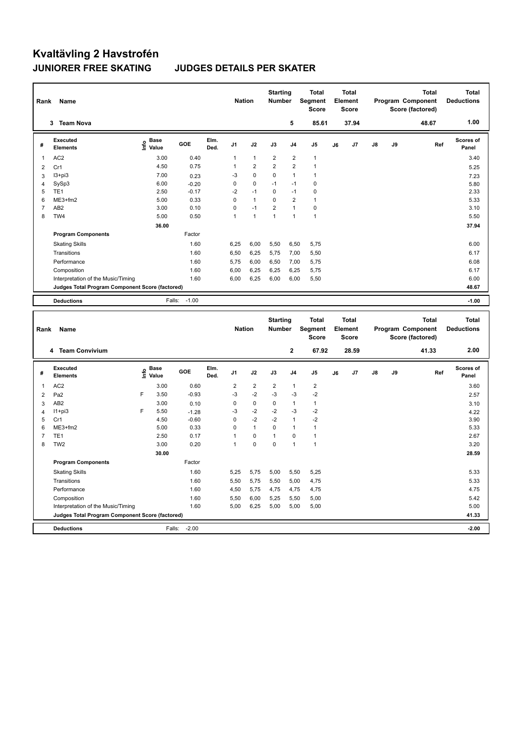# Kvaltävling 2 Havstrofén

## JUNIORER FREE SKATING JUDGES DETAILS PER SKATER

| Rank | Name | Nation | Starting Number | Total Segment Score | Total Element Score | Total Program Component Score (factored) | Total Deductions |
|---|---|---|---|---|---|---|---|
| 3 | Team Nova | | 5 | 85.61 | 37.94 | 48.67 | 1.00 |

| # | Executed Elements | Info | Base Value | GOE | Elm. Ded. | J1 | J2 | J3 | J4 | J5 | J6 | J7 | J8 | J9 | Ref | Scores of Panel |
|---|---|---|---|---|---|---|---|---|---|---|---|---|---|---|---|---|
| 1 | AC2 | | 3.00 | 0.40 | | 1 | 1 | 2 | 2 | 1 | | | | | | 3.40 |
| 2 | Cr1 | | 4.50 | 0.75 | | 1 | 2 | 2 | 2 | 1 | | | | | | 5.25 |
| 3 | I3+pi3 | | 7.00 | 0.23 | | -3 | 0 | 0 | 1 | 1 | | | | | | 7.23 |
| 4 | SySp3 | | 6.00 | -0.20 | | 0 | 0 | -1 | -1 | 0 | | | | | | 5.80 |
| 5 | TE1 | | 2.50 | -0.17 | | -2 | -1 | 0 | -1 | 0 | | | | | | 2.33 |
| 6 | ME3+fm2 | | 5.00 | 0.33 | | 0 | 1 | 0 | 2 | 1 | | | | | | 5.33 |
| 7 | AB2 | | 3.00 | 0.10 | | 0 | -1 | 2 | 1 | 0 | | | | | | 3.10 |
| 8 | TW4 | | 5.00 | 0.50 | | 1 | 1 | 1 | 1 | 1 | | | | | | 5.50 |
| | | | 36.00 | | | | | | | | | | | | | 37.94 |
| | **Program Components** | | | Factor | | | | | | | | | | | | |
| | Skating Skills | | | 1.60 | | 6,25 | 6,00 | 5,50 | 6,50 | 5,75 | | | | | | 6.00 |
| | Transitions | | | 1.60 | | 6,50 | 6,25 | 5,75 | 7,00 | 5,50 | | | | | | 6.17 |
| | Performance | | | 1.60 | | 5,75 | 6,00 | 6,50 | 7,00 | 5,75 | | | | | | 6.08 |
| | Composition | | | 1.60 | | 6,00 | 6,25 | 6,25 | 6,25 | 5,75 | | | | | | 6.17 |
| | Interpretation of the Music/Timing | | | 1.60 | | 6,00 | 6,25 | 6,00 | 6,00 | 5,50 | | | | | | 6.00 |
| | **Judges Total Program Component Score (factored)** | | | | | | | | | | | | | | | 48.67 |
| | **Deductions** | | Falls: | -1.00 | | | | | | | | | | | | -1.00 |

| Rank | Name | Nation | Starting Number | Total Segment Score | Total Element Score | Total Program Component Score (factored) | Total Deductions |
|---|---|---|---|---|---|---|---|
| 4 | Team Convivium | | 2 | 67.92 | 28.59 | 41.33 | 2.00 |

| # | Executed Elements | Info | Base Value | GOE | Elm. Ded. | J1 | J2 | J3 | J4 | J5 | J6 | J7 | J8 | J9 | Ref | Scores of Panel |
|---|---|---|---|---|---|---|---|---|---|---|---|---|---|---|---|---|
| 1 | AC2 | | 3.00 | 0.60 | | 2 | 2 | 2 | 1 | 2 | | | | | | 3.60 |
| 2 | Pa2 | F | 3.50 | -0.93 | | -3 | -2 | -3 | -3 | -2 | | | | | | 2.57 |
| 3 | AB2 | | 3.00 | 0.10 | | 0 | 0 | 0 | 1 | 1 | | | | | | 3.10 |
| 4 | I1+pi3 | F | 5.50 | -1.28 | | -3 | -2 | -2 | -3 | -2 | | | | | | 4.22 |
| 5 | Cr1 | | 4.50 | -0.60 | | 0 | -2 | -2 | 1 | -2 | | | | | | 3.90 |
| 6 | ME3+fm2 | | 5.00 | 0.33 | | 0 | 1 | 0 | 1 | 1 | | | | | | 5.33 |
| 7 | TE1 | | 2.50 | 0.17 | | 1 | 0 | 1 | 0 | 1 | | | | | | 2.67 |
| 8 | TW2 | | 3.00 | 0.20 | | 1 | 0 | 0 | 1 | 1 | | | | | | 3.20 |
| | | | 30.00 | | | | | | | | | | | | | 28.59 |
| | **Program Components** | | | Factor | | | | | | | | | | | | |
| | Skating Skills | | | 1.60 | | 5,25 | 5,75 | 5,00 | 5,50 | 5,25 | | | | | | 5.33 |
| | Transitions | | | 1.60 | | 5,50 | 5,75 | 5,50 | 5,00 | 4,75 | | | | | | 5.33 |
| | Performance | | | 1.60 | | 4,50 | 5,75 | 4,75 | 4,75 | 4,75 | | | | | | 4.75 |
| | Composition | | | 1.60 | | 5,50 | 6,00 | 5,25 | 5,50 | 5,00 | | | | | | 5.42 |
| | Interpretation of the Music/Timing | | | 1.60 | | 5,00 | 6,25 | 5,00 | 5,00 | 5,00 | | | | | | 5.00 |
| | **Judges Total Program Component Score (factored)** | | | | | | | | | | | | | | | 41.33 |
| | **Deductions** | | Falls: | -2.00 | | | | | | | | | | | | -2.00 |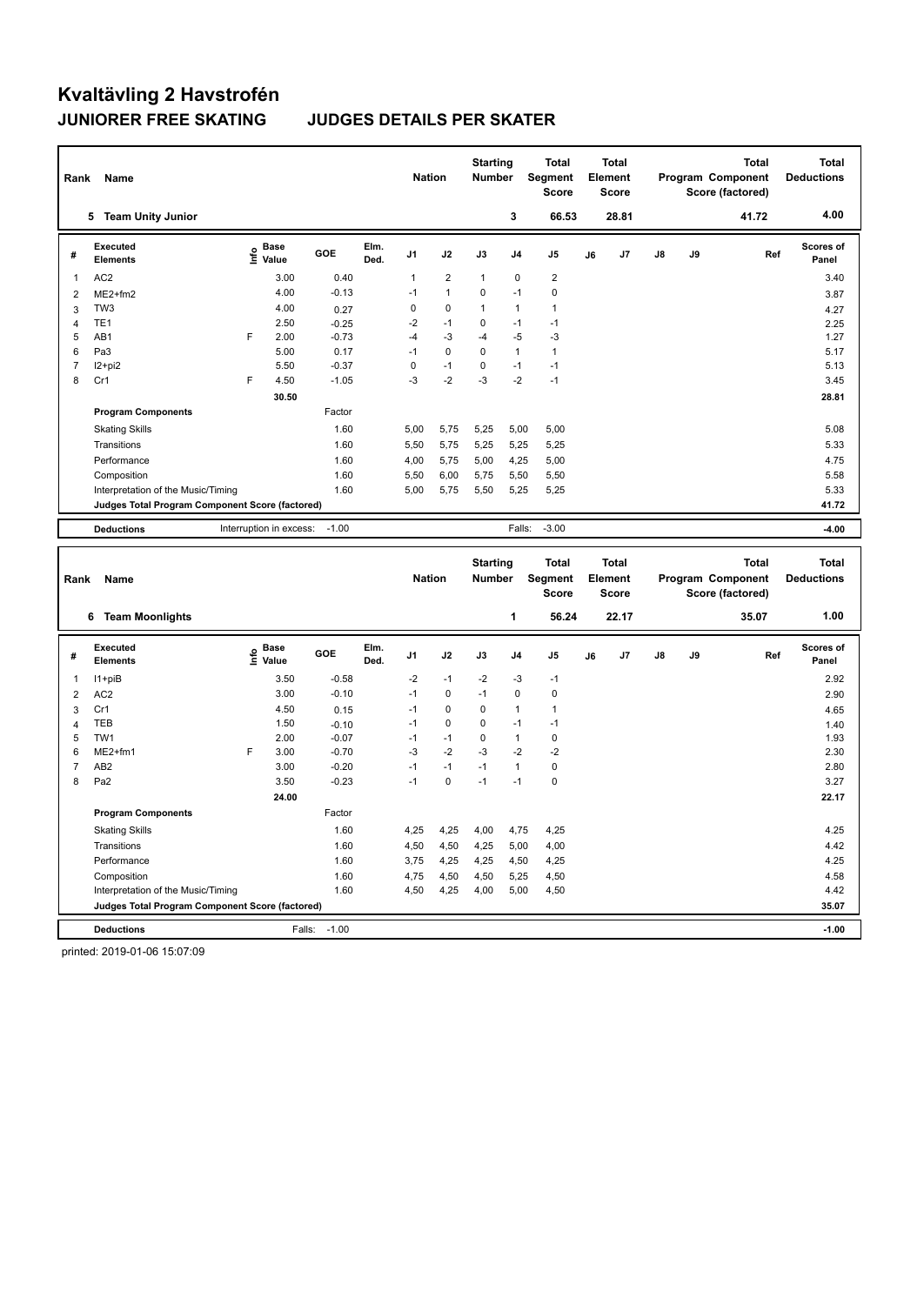# Kvaltävling 2 Havstrofén

## JUNIORER FREE SKATING JUDGES DETAILS PER SKATER

| Rank | Name | Nation | Starting Number | Total Segment Score | Total Element Score | Total Program Component Score (factored) | Total Deductions |
|---|---|---|---|---|---|---|---|
| 5 | Team Unity Junior | | 3 | 66.53 | 28.81 | 41.72 | 4.00 |

| # | Executed Elements | Info | Base Value | GOE | Elm. Ded. | J1 | J2 | J3 | J4 | J5 | J6 | J7 | J8 | J9 | Ref | Scores of Panel |
|---|---|---|---|---|---|---|---|---|---|---|---|---|---|---|---|---|
| 1 | AC2 | | 3.00 | 0.40 | | 1 | 2 | 1 | 0 | 2 | | | | | | 3.40 |
| 2 | ME2+fm2 | | 4.00 | -0.13 | | -1 | 1 | 0 | -1 | 0 | | | | | | 3.87 |
| 3 | TW3 | | 4.00 | 0.27 | | 0 | 0 | 1 | 1 | 1 | | | | | | 4.27 |
| 4 | TE1 | | 2.50 | -0.25 | | -2 | -1 | 0 | -1 | -1 | | | | | | 2.25 |
| 5 | AB1 | F | 2.00 | -0.73 | | -4 | -3 | -4 | -5 | -3 | | | | | | 1.27 |
| 6 | Pa3 | | 5.00 | 0.17 | | -1 | 0 | 0 | 1 | 1 | | | | | | 5.17 |
| 7 | I2+pi2 | | 5.50 | -0.37 | | 0 | -1 | 0 | -1 | -1 | | | | | | 5.13 |
| 8 | Cr1 | F | 4.50 | -1.05 | | -3 | -2 | -3 | -2 | -1 | | | | | | 3.45 |
| | | | 30.50 | | | | | | | | | | | | | 28.81 |
| | **Program Components** | | | Factor | | | | | | | | | | | | |
| | Skating Skills | | | 1.60 | | 5,00 | 5,75 | 5,25 | 5,00 | 5,00 | | | | | | 5.08 |
| | Transitions | | | 1.60 | | 5,50 | 5,75 | 5,25 | 5,25 | 5,25 | | | | | | 5.33 |
| | Performance | | | 1.60 | | 4,00 | 5,75 | 5,00 | 4,25 | 5,00 | | | | | | 4.75 |
| | Composition | | | 1.60 | | 5,50 | 6,00 | 5,75 | 5,50 | 5,50 | | | | | | 5.58 |
| | Interpretation of the Music/Timing | | | 1.60 | | 5,00 | 5,75 | 5,50 | 5,25 | 5,25 | | | | | | 5.33 |
| | **Judges Total Program Component Score (factored)** | | | | | | | | | | | | | | | 41.72 |
| | **Deductions** | | Interruption in excess: | -1.00 | | | | | Falls: | -3.00 | | | | | | -4.00 |

| Rank | Name | Nation | Starting Number | Total Segment Score | Total Element Score | Total Program Component Score (factored) | Total Deductions |
|---|---|---|---|---|---|---|---|
| 6 | Team Moonlights | | 1 | 56.24 | 22.17 | 35.07 | 1.00 |

| # | Executed Elements | Info | Base Value | GOE | Elm. Ded. | J1 | J2 | J3 | J4 | J5 | J6 | J7 | J8 | J9 | Ref | Scores of Panel |
|---|---|---|---|---|---|---|---|---|---|---|---|---|---|---|---|---|
| 1 | I1+piB | | 3.50 | -0.58 | | -2 | -1 | -2 | -3 | -1 | | | | | | 2.92 |
| 2 | AC2 | | 3.00 | -0.10 | | -1 | 0 | -1 | 0 | 0 | | | | | | 2.90 |
| 3 | Cr1 | | 4.50 | 0.15 | | -1 | 0 | 0 | 1 | 1 | | | | | | 4.65 |
| 4 | TEB | | 1.50 | -0.10 | | -1 | 0 | 0 | -1 | -1 | | | | | | 1.40 |
| 5 | TW1 | | 2.00 | -0.07 | | -1 | -1 | 0 | 1 | 0 | | | | | | 1.93 |
| 6 | ME2+fm1 | F | 3.00 | -0.70 | | -3 | -2 | -3 | -2 | -2 | | | | | | 2.30 |
| 7 | AB2 | | 3.00 | -0.20 | | -1 | -1 | -1 | 1 | 0 | | | | | | 2.80 |
| 8 | Pa2 | | 3.50 | -0.23 | | -1 | 0 | -1 | -1 | 0 | | | | | | 3.27 |
| | | | 24.00 | | | | | | | | | | | | | 22.17 |
| | **Program Components** | | | Factor | | | | | | | | | | | | |
| | Skating Skills | | | 1.60 | | 4,25 | 4,25 | 4,00 | 4,75 | 4,25 | | | | | | 4.25 |
| | Transitions | | | 1.60 | | 4,50 | 4,50 | 4,25 | 5,00 | 4,00 | | | | | | 4.42 |
| | Performance | | | 1.60 | | 3,75 | 4,25 | 4,25 | 4,50 | 4,25 | | | | | | 4.25 |
| | Composition | | | 1.60 | | 4,75 | 4,50 | 4,50 | 5,25 | 4,50 | | | | | | 4.58 |
| | Interpretation of the Music/Timing | | | 1.60 | | 4,50 | 4,25 | 4,00 | 5,00 | 4,50 | | | | | | 4.42 |
| | **Judges Total Program Component Score (factored)** | | | | | | | | | | | | | | | 35.07 |
| | **Deductions** | | Falls: | -1.00 | | | | | | | | | | | | -1.00 |

printed: 2019-01-06 15:07:09